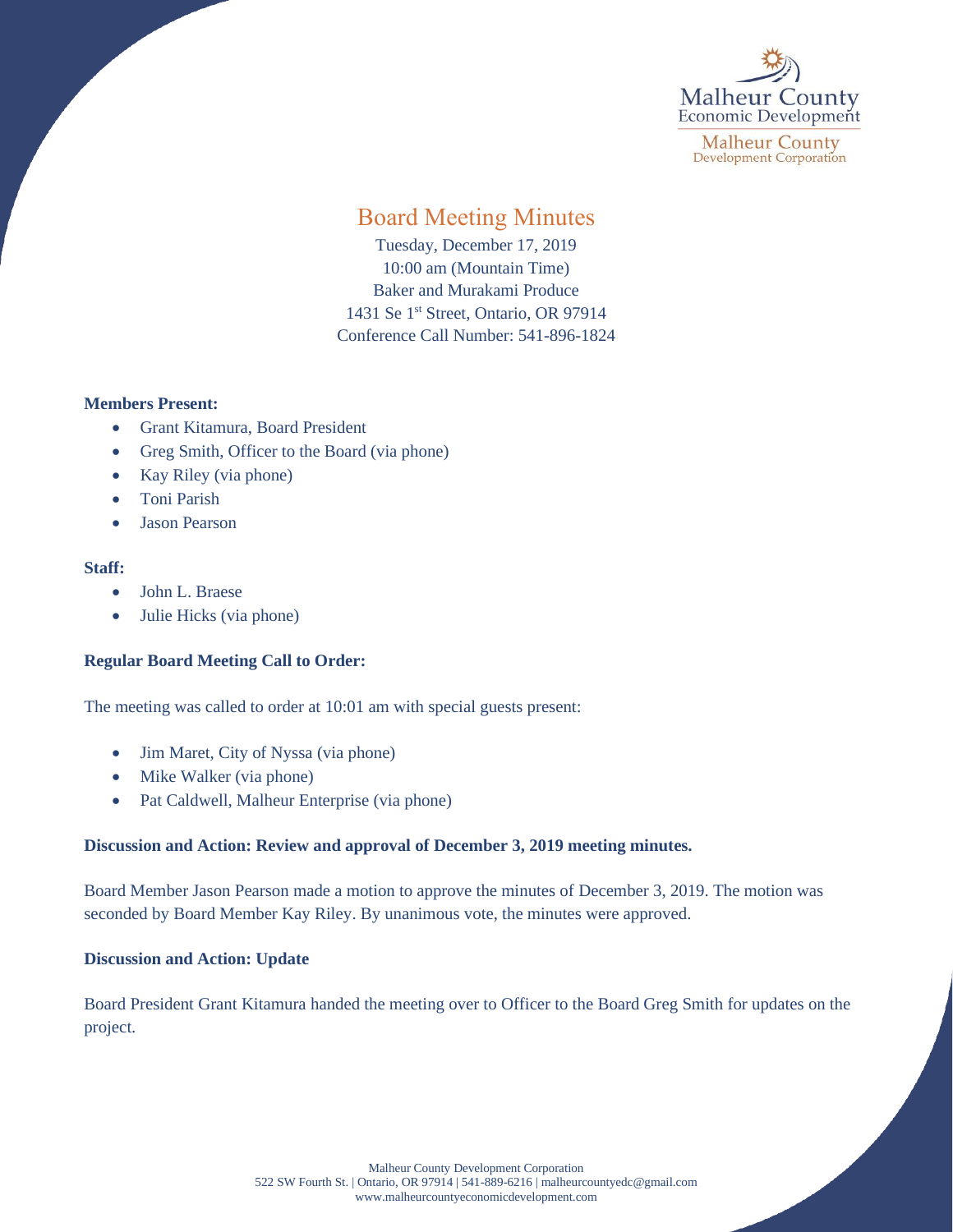Malheur County Economic Development

Malheur County Development Corporation

# Board Meeting Minutes

Tuesday, December 17, 2019
10:00 am (Mountain Time)
Baker and Murakami Produce
1431 Se 1st Street, Ontario, OR 97914
Conference Call Number: 541-896-1824

**Members Present:**

- Grant Kitamura, Board President
- Greg Smith, Officer to the Board (via phone)
- Kay Riley (via phone)
- Toni Parish
- Jason Pearson

**Staff:**

- John L. Braese
- Julie Hicks (via phone)

**Regular Board Meeting Call to Order:**

The meeting was called to order at 10:01 am with special guests present:

- Jim Maret, City of Nyssa (via phone)
- Mike Walker (via phone)
- Pat Caldwell, Malheur Enterprise (via phone)

**Discussion and Action: Review and approval of December 3, 2019 meeting minutes.**

Board Member Jason Pearson made a motion to approve the minutes of December 3, 2019. The motion was seconded by Board Member Kay Riley. By unanimous vote, the minutes were approved.

**Discussion and Action: Update**

Board President Grant Kitamura handed the meeting over to Officer to the Board Greg Smith for updates on the project.

Malheur County Development Corporation
522 SW Fourth St. | Ontario, OR 97914 | 541-889-6216 | malheurcountyedc@gmail.com
www.malheurcountyeconomicdevelopment.com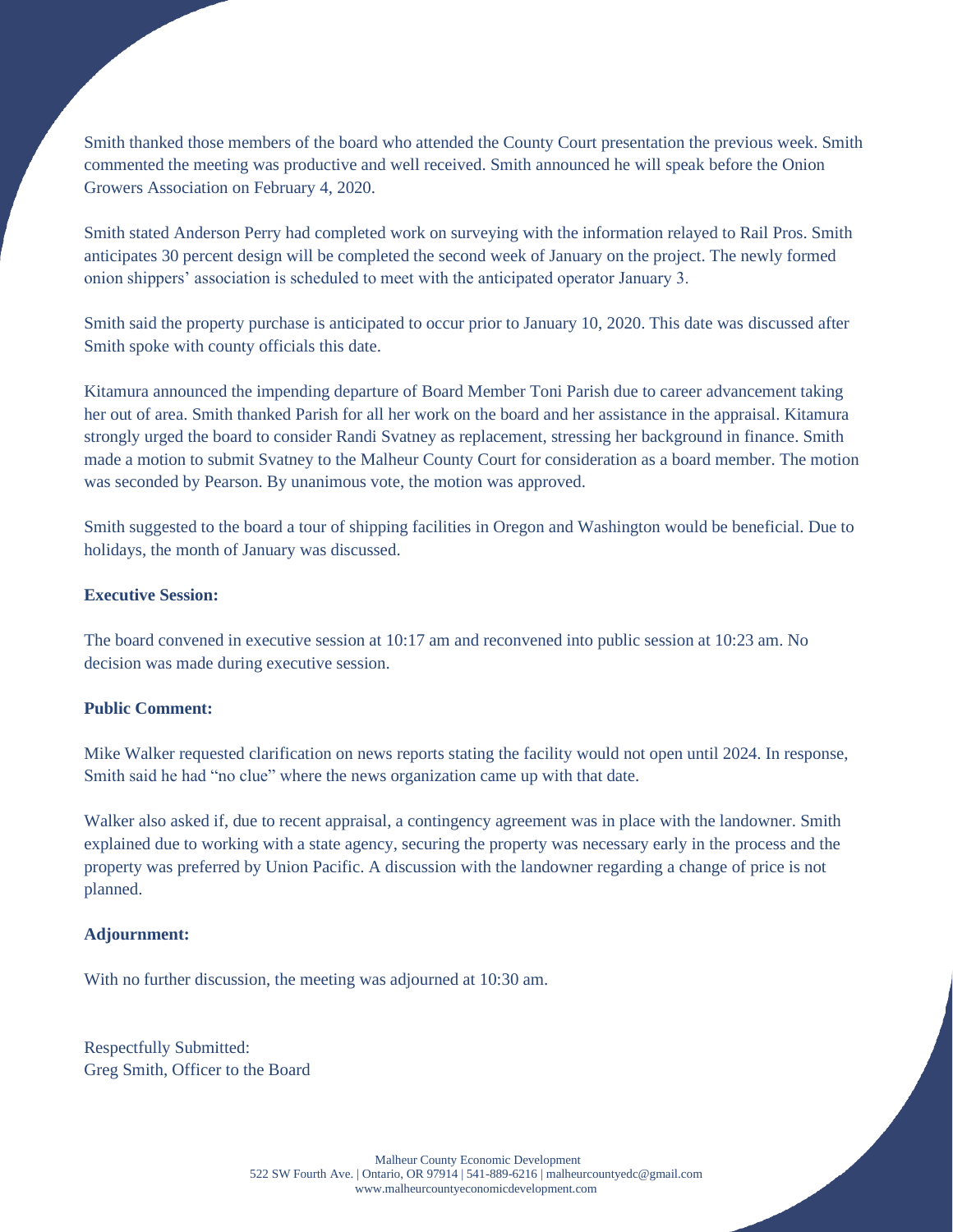Smith thanked those members of the board who attended the County Court presentation the previous week. Smith commented the meeting was productive and well received. Smith announced he will speak before the Onion Growers Association on February 4, 2020.

Smith stated Anderson Perry had completed work on surveying with the information relayed to Rail Pros. Smith anticipates 30 percent design will be completed the second week of January on the project. The newly formed onion shippers' association is scheduled to meet with the anticipated operator January 3.

Smith said the property purchase is anticipated to occur prior to January 10, 2020. This date was discussed after Smith spoke with county officials this date.

Kitamura announced the impending departure of Board Member Toni Parish due to career advancement taking her out of area. Smith thanked Parish for all her work on the board and her assistance in the appraisal. Kitamura strongly urged the board to consider Randi Svatney as replacement, stressing her background in finance. Smith made a motion to submit Svatney to the Malheur County Court for consideration as a board member. The motion was seconded by Pearson. By unanimous vote, the motion was approved.

Smith suggested to the board a tour of shipping facilities in Oregon and Washington would be beneficial. Due to holidays, the month of January was discussed.

**Executive Session:**

The board convened in executive session at 10:17 am and reconvened into public session at 10:23 am. No decision was made during executive session.

**Public Comment:**

Mike Walker requested clarification on news reports stating the facility would not open until 2024. In response, Smith said he had "no clue" where the news organization came up with that date.

Walker also asked if, due to recent appraisal, a contingency agreement was in place with the landowner. Smith explained due to working with a state agency, securing the property was necessary early in the process and the property was preferred by Union Pacific. A discussion with the landowner regarding a change of price is not planned.

**Adjournment:**

With no further discussion, the meeting was adjourned at 10:30 am.

Respectfully Submitted:
Greg Smith, Officer to the Board

Malheur County Economic Development
522 SW Fourth Ave. | Ontario, OR 97914 | 541-889-6216 | malheurcountyedc@gmail.com
www.malheurcountyeconomicdevelopment.com